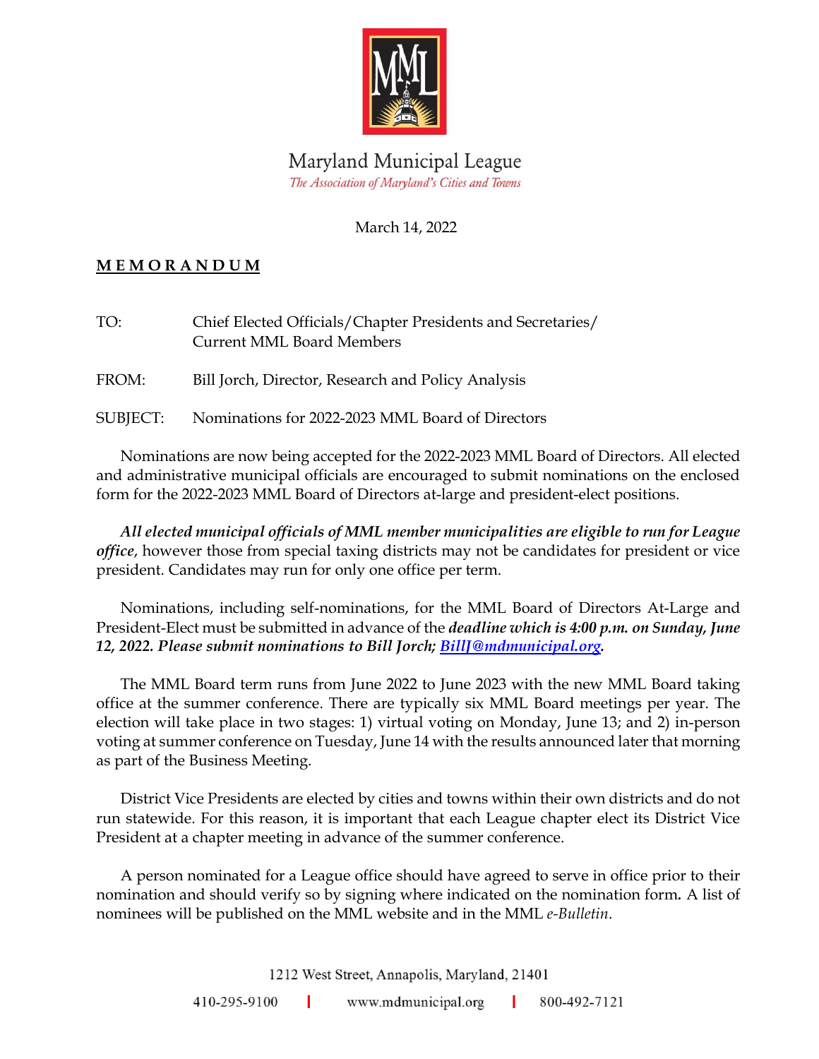# Maryland Municipal League

*The Association of Maryland's Cities and Towns*

March 14, 2022

## MEMORANDUM

TO: Chief Elected Officials/Chapter Presidents and Secretaries/ Current MML Board Members

FROM: Bill Jorch, Director, Research and Policy Analysis

SUBJECT: Nominations for 2022-2023 MML Board of Directors

Nominations are now being accepted for the 2022-2023 MML Board of Directors. All elected and administrative municipal officials are encouraged to submit nominations on the enclosed form for the 2022-2023 MML Board of Directors at-large and president-elect positions.

***All elected municipal officials of MML member municipalities are eligible to run for League office***, however those from special taxing districts may not be candidates for president or vice president. Candidates may run for only one office per term.

Nominations, including self-nominations, for the MML Board of Directors At-Large and President-Elect must be submitted in advance of the ***deadline which is 4:00 p.m. on Sunday, June 12, 2022. Please submit nominations to Bill Jorch; BillJ@mdmunicipal.org.***

The MML Board term runs from June 2022 to June 2023 with the new MML Board taking office at the summer conference. There are typically six MML Board meetings per year. The election will take place in two stages: 1) virtual voting on Monday, June 13; and 2) in-person voting at summer conference on Tuesday, June 14 with the results announced later that morning as part of the Business Meeting.

District Vice Presidents are elected by cities and towns within their own districts and do not run statewide. For this reason, it is important that each League chapter elect its District Vice President at a chapter meeting in advance of the summer conference.

A person nominated for a League office should have agreed to serve in office prior to their nomination and should verify so by signing where indicated on the nomination form. A list of nominees will be published on the MML website and in the MML *e-Bulletin*.

1212 West Street, Annapolis, Maryland, 21401

410-295-9100 | www.mdmunicipal.org | 800-492-7121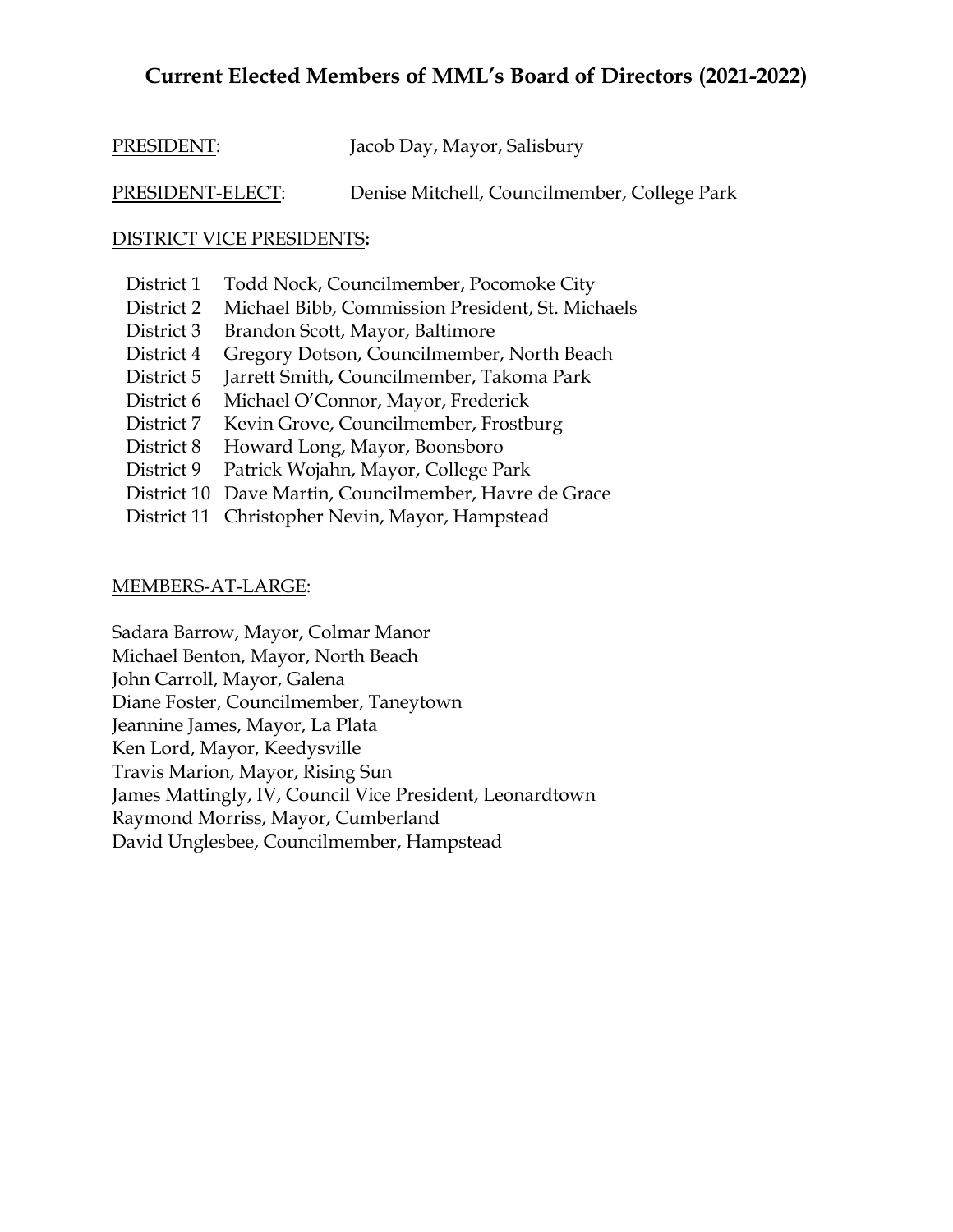# Current Elected Members of MML's Board of Directors (2021-2022)

PRESIDENT: Jacob Day, Mayor, Salisbury

PRESIDENT-ELECT: Denise Mitchell, Councilmember, College Park

DISTRICT VICE PRESIDENTS:

District 1 Todd Nock, Councilmember, Pocomoke City
District 2 Michael Bibb, Commission President, St. Michaels
District 3 Brandon Scott, Mayor, Baltimore
District 4 Gregory Dotson, Councilmember, North Beach
District 5 Jarrett Smith, Councilmember, Takoma Park
District 6 Michael O'Connor, Mayor, Frederick
District 7 Kevin Grove, Councilmember, Frostburg
District 8 Howard Long, Mayor, Boonsboro
District 9 Patrick Wojahn, Mayor, College Park
District 10 Dave Martin, Councilmember, Havre de Grace
District 11 Christopher Nevin, Mayor, Hampstead

MEMBERS-AT-LARGE:

Sadara Barrow, Mayor, Colmar Manor
Michael Benton, Mayor, North Beach
John Carroll, Mayor, Galena
Diane Foster, Councilmember, Taneytown
Jeannine James, Mayor, La Plata
Ken Lord, Mayor, Keedysville
Travis Marion, Mayor, Rising Sun
James Mattingly, IV, Council Vice President, Leonardtown
Raymond Morriss, Mayor, Cumberland
David Unglesbee, Councilmember, Hampstead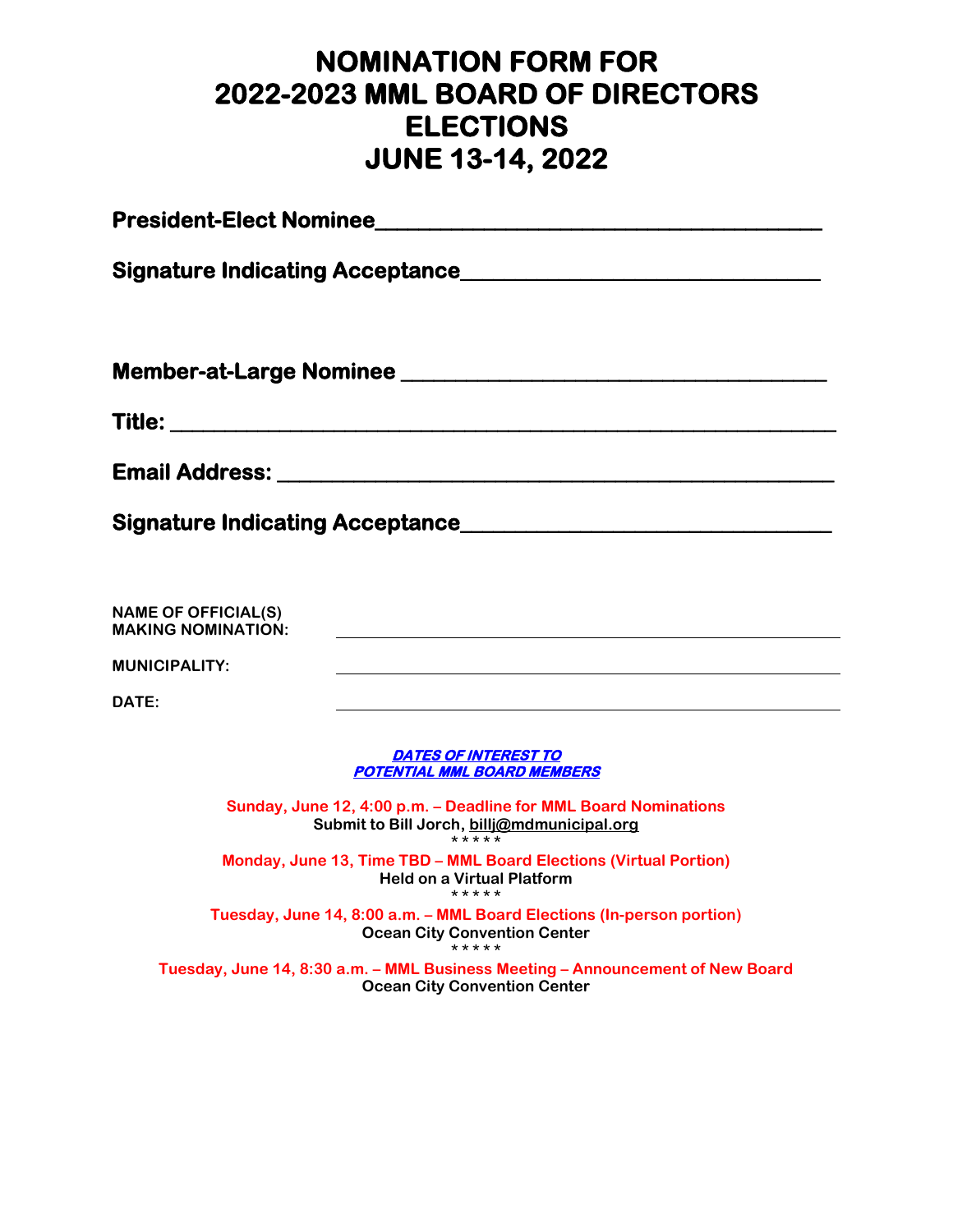# NOMINATION FORM FOR 2022-2023 MML BOARD OF DIRECTORS ELECTIONS JUNE 13-14, 2022

**President-Elect Nominee**_______________________________________

**Signature Indicating Acceptance**_______________________________

**Member-at-Large Nominee** ____________________________________

**Title:** ___________________________________________________

**Email Address:** ____________________________________________

**Signature Indicating Acceptance**_______________________________

**NAME OF OFFICIAL(S) MAKING NOMINATION:** _______________________________

**MUNICIPALITY:** _______________________________

**DATE:** _______________________________

***DATES OF INTEREST TO POTENTIAL MML BOARD MEMBERS***

**Sunday, June 12, 4:00 p.m. – Deadline for MML Board Nominations**
**Submit to Bill Jorch, billj@mdmunicipal.org**

\* \* \* \* \*

**Monday, June 13, Time TBD – MML Board Elections (Virtual Portion)**
**Held on a Virtual Platform**

\* \* \* \* \*

**Tuesday, June 14, 8:00 a.m. – MML Board Elections (In-person portion)**
**Ocean City Convention Center**

\* \* \* \* \*

**Tuesday, June 14, 8:30 a.m. – MML Business Meeting – Announcement of New Board**
**Ocean City Convention Center**